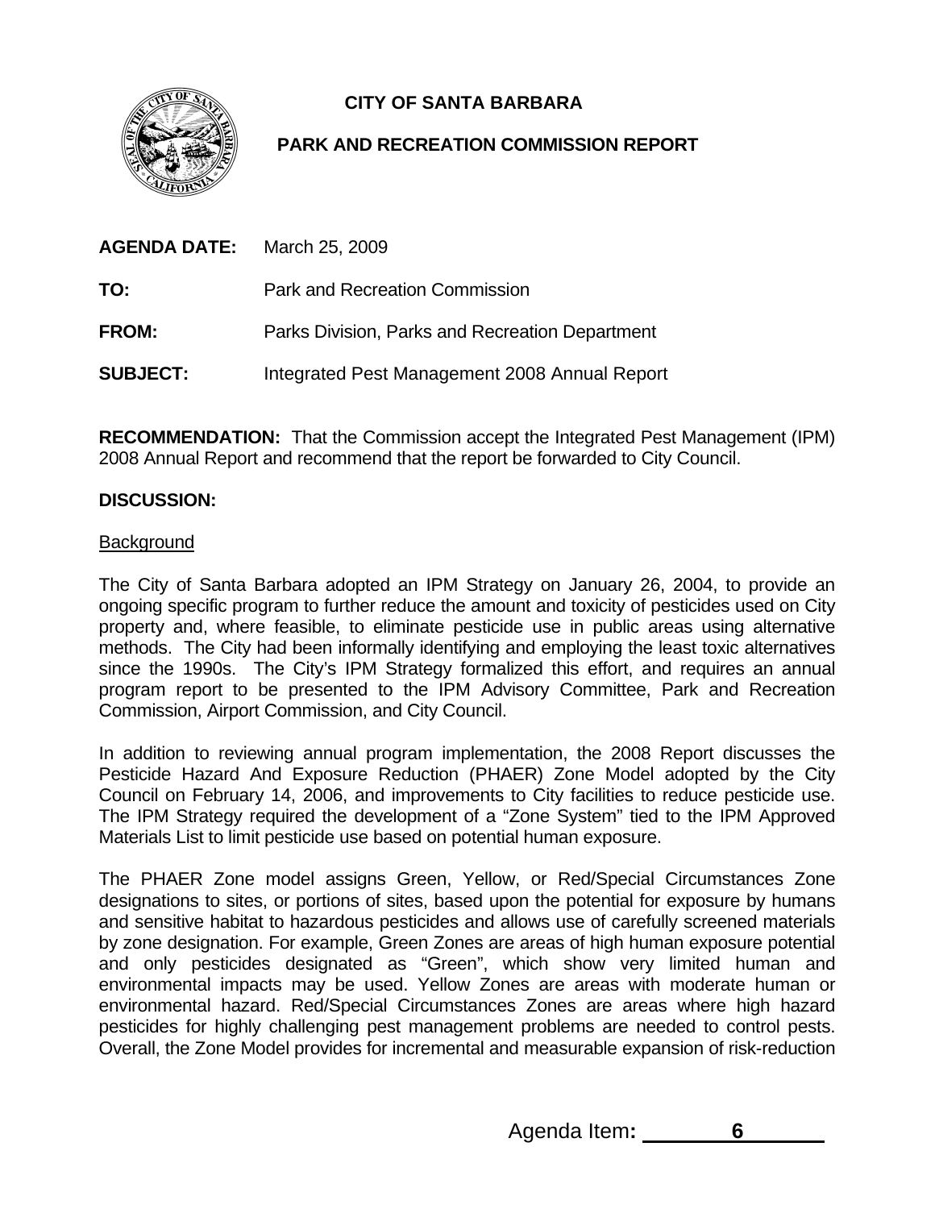**CITY OF SANTA BARBARA**

**PARK AND RECREATION COMMISSION REPORT**

**AGENDA DATE:** March 25, 2009

**TO:** Park and Recreation Commission

**FROM:** Parks Division, Parks and Recreation Department

**SUBJECT:** Integrated Pest Management 2008 Annual Report

**RECOMMENDATION:** That the Commission accept the Integrated Pest Management (IPM) 2008 Annual Report and recommend that the report be forwarded to City Council.

**DISCUSSION:**

Background

The City of Santa Barbara adopted an IPM Strategy on January 26, 2004, to provide an ongoing specific program to further reduce the amount and toxicity of pesticides used on City property and, where feasible, to eliminate pesticide use in public areas using alternative methods. The City had been informally identifying and employing the least toxic alternatives since the 1990s. The City's IPM Strategy formalized this effort, and requires an annual program report to be presented to the IPM Advisory Committee, Park and Recreation Commission, Airport Commission, and City Council.

In addition to reviewing annual program implementation, the 2008 Report discusses the Pesticide Hazard And Exposure Reduction (PHAER) Zone Model adopted by the City Council on February 14, 2006, and improvements to City facilities to reduce pesticide use. The IPM Strategy required the development of a "Zone System" tied to the IPM Approved Materials List to limit pesticide use based on potential human exposure.

The PHAER Zone model assigns Green, Yellow, or Red/Special Circumstances Zone designations to sites, or portions of sites, based upon the potential for exposure by humans and sensitive habitat to hazardous pesticides and allows use of carefully screened materials by zone designation. For example, Green Zones are areas of high human exposure potential and only pesticides designated as "Green", which show very limited human and environmental impacts may be used. Yellow Zones are areas with moderate human or environmental hazard. Red/Special Circumstances Zones are areas where high hazard pesticides for highly challenging pest management problems are needed to control pests. Overall, the Zone Model provides for incremental and measurable expansion of risk-reduction

Agenda Item: 6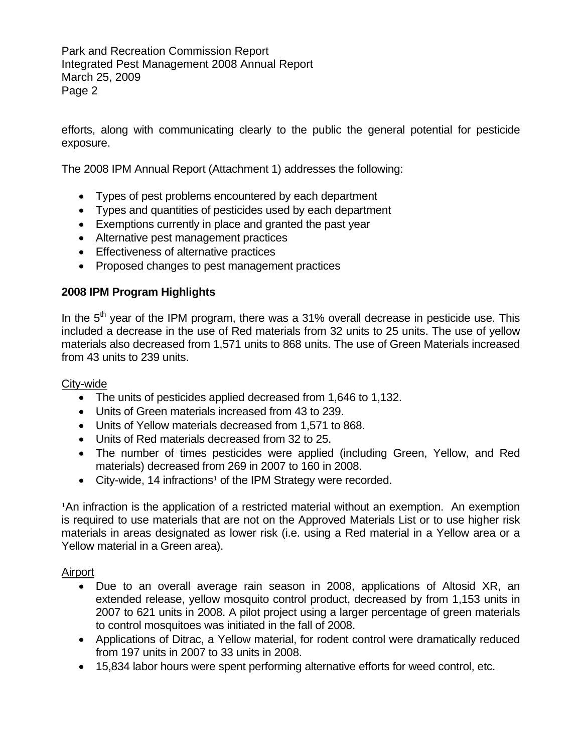efforts, along with communicating clearly to the public the general potential for pesticide exposure.

The 2008 IPM Annual Report (Attachment 1) addresses the following:

- Types of pest problems encountered by each department
- Types and quantities of pesticides used by each department
- Exemptions currently in place and granted the past year
- Alternative pest management practices
- Effectiveness of alternative practices
- Proposed changes to pest management practices

**2008 IPM Program Highlights**

In the 5th year of the IPM program, there was a 31% overall decrease in pesticide use. This included a decrease in the use of Red materials from 32 units to 25 units. The use of yellow materials also decreased from 1,571 units to 868 units. The use of Green Materials increased from 43 units to 239 units.

City-wide

- The units of pesticides applied decreased from 1,646 to 1,132.
- Units of Green materials increased from 43 to 239.
- Units of Yellow materials decreased from 1,571 to 868.
- Units of Red materials decreased from 32 to 25.
- The number of times pesticides were applied (including Green, Yellow, and Red materials) decreased from 269 in 2007 to 160 in 2008.
- City-wide, 14 infractions[1] of the IPM Strategy were recorded.

[1]An infraction is the application of a restricted material without an exemption. An exemption is required to use materials that are not on the Approved Materials List or to use higher risk materials in areas designated as lower risk (i.e. using a Red material in a Yellow area or a Yellow material in a Green area).

Airport

- Due to an overall average rain season in 2008, applications of Altosid XR, an extended release, yellow mosquito control product, decreased by from 1,153 units in 2007 to 621 units in 2008. A pilot project using a larger percentage of green materials to control mosquitoes was initiated in the fall of 2008.
- Applications of Ditrac, a Yellow material, for rodent control were dramatically reduced from 197 units in 2007 to 33 units in 2008.
- 15,834 labor hours were spent performing alternative efforts for weed control, etc.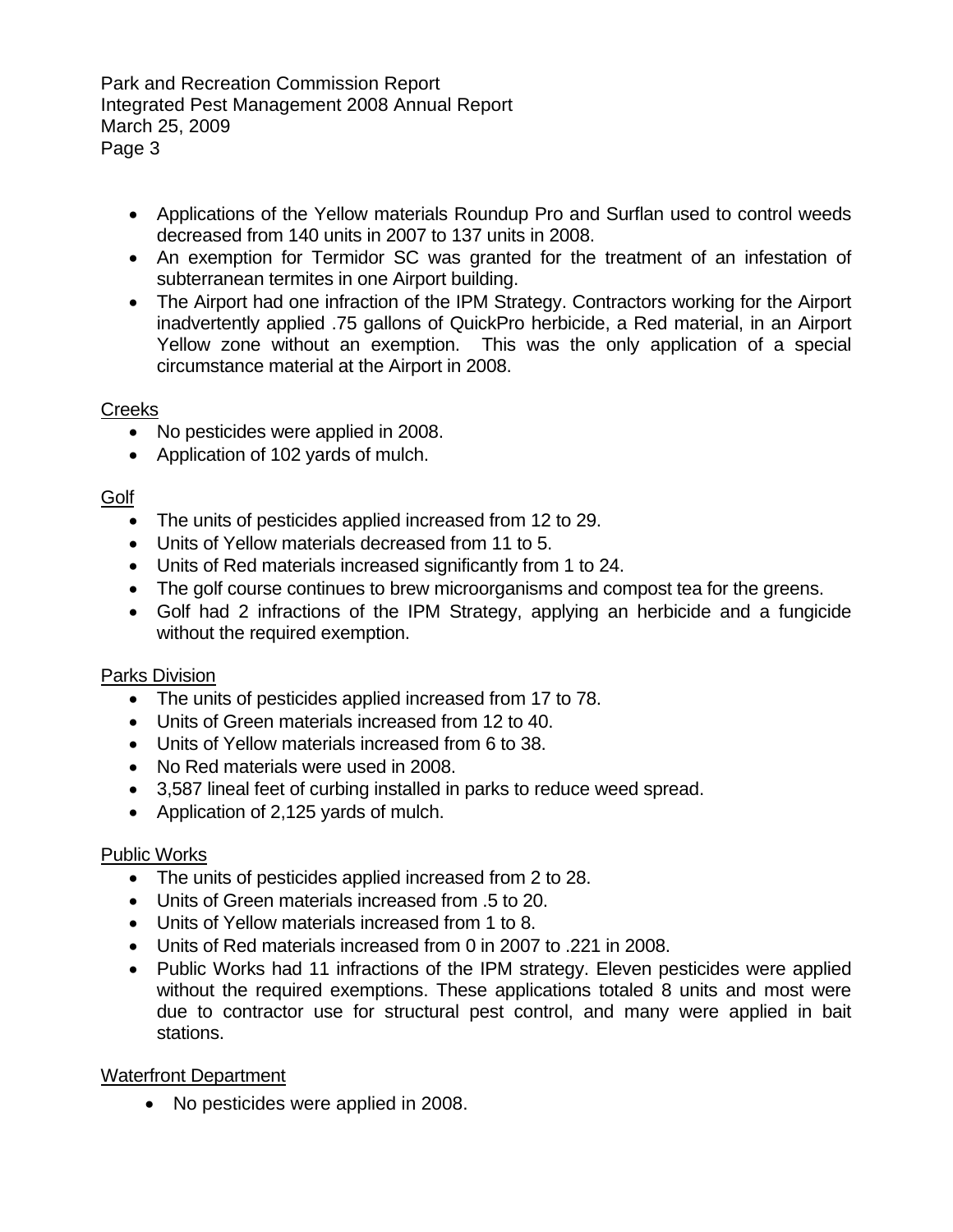- Applications of the Yellow materials Roundup Pro and Surflan used to control weeds decreased from 140 units in 2007 to 137 units in 2008.
- An exemption for Termidor SC was granted for the treatment of an infestation of subterranean termites in one Airport building.
- The Airport had one infraction of the IPM Strategy. Contractors working for the Airport inadvertently applied .75 gallons of QuickPro herbicide, a Red material, in an Airport Yellow zone without an exemption. This was the only application of a special circumstance material at the Airport in 2008.

<u>Creeks</u>

- No pesticides were applied in 2008.
- Application of 102 yards of mulch.

<u>Golf</u>

- The units of pesticides applied increased from 12 to 29.
- Units of Yellow materials decreased from 11 to 5.
- Units of Red materials increased significantly from 1 to 24.
- The golf course continues to brew microorganisms and compost tea for the greens.
- Golf had 2 infractions of the IPM Strategy, applying an herbicide and a fungicide without the required exemption.

<u>Parks Division</u>

- The units of pesticides applied increased from 17 to 78.
- Units of Green materials increased from 12 to 40.
- Units of Yellow materials increased from 6 to 38.
- No Red materials were used in 2008.
- 3,587 lineal feet of curbing installed in parks to reduce weed spread.
- Application of 2,125 yards of mulch.

<u>Public Works</u>

- The units of pesticides applied increased from 2 to 28.
- Units of Green materials increased from .5 to 20.
- Units of Yellow materials increased from 1 to 8.
- Units of Red materials increased from 0 in 2007 to .221 in 2008.
- Public Works had 11 infractions of the IPM strategy. Eleven pesticides were applied without the required exemptions. These applications totaled 8 units and most were due to contractor use for structural pest control, and many were applied in bait stations.

<u>Waterfront Department</u>

- No pesticides were applied in 2008.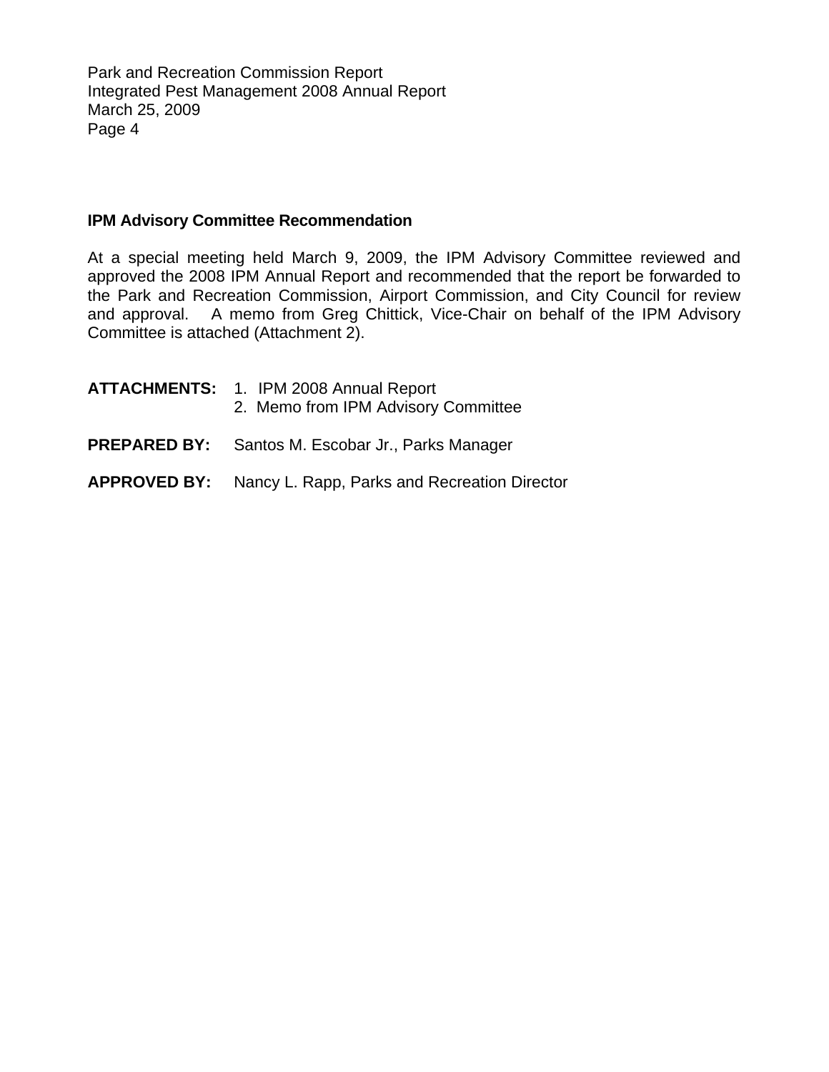## IPM Advisory Committee Recommendation

At a special meeting held March 9, 2009, the IPM Advisory Committee reviewed and approved the 2008 IPM Annual Report and recommended that the report be forwarded to the Park and Recreation Commission, Airport Commission, and City Council for review and approval. A memo from Greg Chittick, Vice-Chair on behalf of the IPM Advisory Committee is attached (Attachment 2).

**ATTACHMENTS:**
1. IPM 2008 Annual Report
2. Memo from IPM Advisory Committee

**PREPARED BY:** Santos M. Escobar Jr., Parks Manager

**APPROVED BY:** Nancy L. Rapp, Parks and Recreation Director